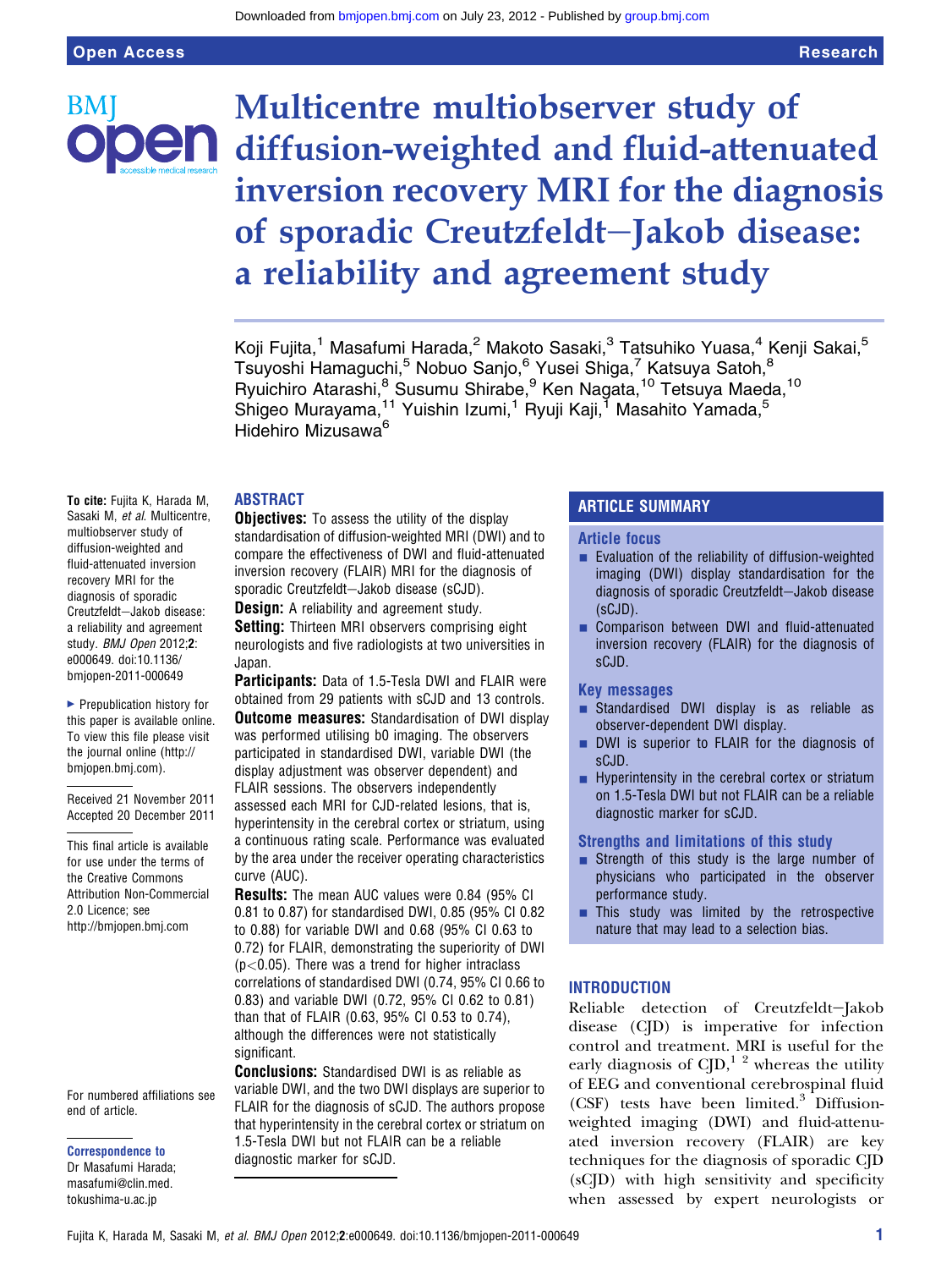# Multicentre multiobserver study of diffusion-weighted and fluid-attenuated inversion recovery MRI for the diagnosis of sporadic Creutzfeldt–Jakob disease: a reliability and agreement study

Koji Fujita,[1] Masafumi Harada,[2] Makoto Sasaki,[3] Tatsuhiko Yuasa,[4] Kenji Sakai,[5] Tsuyoshi Hamaguchi,[5] Nobuo Sanjo,[6] Yusei Shiga,[7] Katsuya Satoh,[8] Ryuichiro Atarashi,[8] Susumu Shirabe,[9] Ken Nagata,[10] Tetsuya Maeda,[10] Shigeo Murayama,[11] Yuishin Izumi,[1] Ryuji Kaji,[1] Masahito Yamada,[5] Hidehiro Mizusawa[6]

**To cite:** Fujita K, Harada M, Sasaki M, *et al*. Multicentre, multiobserver study of diffusion-weighted and fluid-attenuated inversion recovery MRI for the diagnosis of sporadic Creutzfeldt–Jakob disease: a reliability and agreement study. *BMJ Open* 2012;**2**: e000649. doi:10.1136/bmjopen-2011-000649

▶ Prepublication history for this paper is available online. To view this file please visit the journal online (http://bmjopen.bmj.com).

Received 21 November 2011
Accepted 20 December 2011

This final article is available for use under the terms of the Creative Commons Attribution Non-Commercial 2.0 Licence; see http://bmjopen.bmj.com

For numbered affiliations see end of article.

**Correspondence to**
Dr Masafumi Harada; masafumi@clin.med.tokushima-u.ac.jp

## ABSTRACT

**Objectives:** To assess the utility of the display standardisation of diffusion-weighted MRI (DWI) and to compare the effectiveness of DWI and fluid-attenuated inversion recovery (FLAIR) MRI for the diagnosis of sporadic Creutzfeldt–Jakob disease (sCJD).

**Design:** A reliability and agreement study.

**Setting:** Thirteen MRI observers comprising eight neurologists and five radiologists at two universities in Japan.

**Participants:** Data of 1.5-Tesla DWI and FLAIR were obtained from 29 patients with sCJD and 13 controls.

**Outcome measures:** Standardisation of DWI display was performed utilising b0 imaging. The observers participated in standardised DWI, variable DWI (the display adjustment was observer dependent) and FLAIR sessions. The observers independently assessed each MRI for CJD-related lesions, that is, hyperintensity in the cerebral cortex or striatum, using a continuous rating scale. Performance was evaluated by the area under the receiver operating characteristics curve (AUC).

**Results:** The mean AUC values were 0.84 (95% CI 0.81 to 0.87) for standardised DWI, 0.85 (95% CI 0.82 to 0.88) for variable DWI and 0.68 (95% CI 0.63 to 0.72) for FLAIR, demonstrating the superiority of DWI ($p<0.05$). There was a trend for higher intraclass correlations of standardised DWI (0.74, 95% CI 0.66 to 0.83) and variable DWI (0.72, 95% CI 0.62 to 0.81) than that of FLAIR (0.63, 95% CI 0.53 to 0.74), although the differences were not statistically significant.

**Conclusions:** Standardised DWI is as reliable as variable DWI, and the two DWI displays are superior to FLAIR for the diagnosis of sCJD. The authors propose that hyperintensity in the cerebral cortex or striatum on 1.5-Tesla DWI but not FLAIR can be a reliable diagnostic marker for sCJD.

## ARTICLE SUMMARY

### Article focus

- Evaluation of the reliability of diffusion-weighted imaging (DWI) display standardisation for the diagnosis of sporadic Creutzfeldt–Jakob disease (sCJD).
- Comparison between DWI and fluid-attenuated inversion recovery (FLAIR) for the diagnosis of sCJD.

### Key messages

- Standardised DWI display is as reliable as observer-dependent DWI display.
- DWI is superior to FLAIR for the diagnosis of sCJD.
- Hyperintensity in the cerebral cortex or striatum on 1.5-Tesla DWI but not FLAIR can be a reliable diagnostic marker for sCJD.

### Strengths and limitations of this study

- Strength of this study is the large number of physicians who participated in the observer performance study.
- This study was limited by the retrospective nature that may lead to a selection bias.

## INTRODUCTION

Reliable detection of Creutzfeldt–Jakob disease (CJD) is imperative for infection control and treatment. MRI is useful for the early diagnosis of CJD,[1 2] whereas the utility of EEG and conventional cerebrospinal fluid (CSF) tests have been limited.[3] Diffusion-weighted imaging (DWI) and fluid-attenuated inversion recovery (FLAIR) are key techniques for the diagnosis of sporadic CJD (sCJD) with high sensitivity and specificity when assessed by expert neurologists or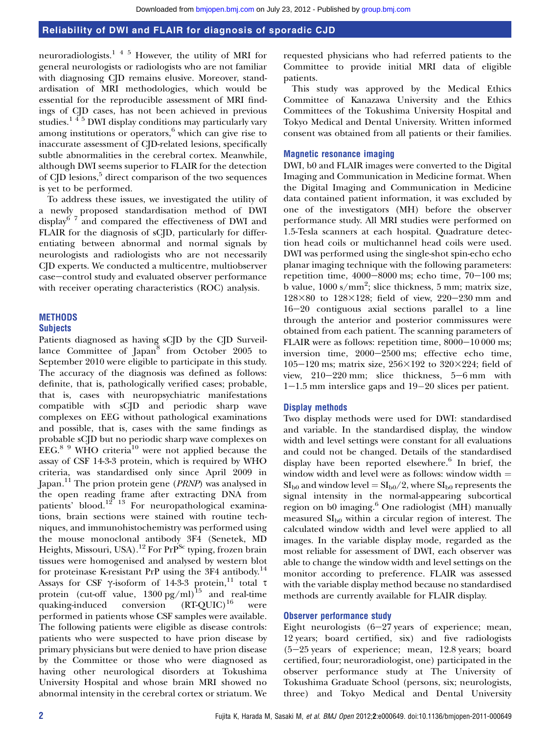neuroradiologists.[1 4 5] However, the utility of MRI for general neurologists or radiologists who are not familiar with diagnosing CJD remains elusive. Moreover, standardisation of MRI methodologies, which would be essential for the reproducible assessment of MRI findings of CJD cases, has not been achieved in previous studies.[1 4 5] DWI display conditions may particularly vary among institutions or operators,[6] which can give rise to inaccurate assessment of CJD-related lesions, specifically subtle abnormalities in the cerebral cortex. Meanwhile, although DWI seems superior to FLAIR for the detection of CJD lesions,[5] direct comparison of the two sequences is yet to be performed.

To address these issues, we investigated the utility of a newly proposed standardisation method of DWI display[6 7] and compared the effectiveness of DWI and FLAIR for the diagnosis of sCJD, particularly for differentiating between abnormal and normal signals by neurologists and radiologists who are not necessarily CJD experts. We conducted a multicentre, multiobserver case–control study and evaluated observer performance with receiver operating characteristics (ROC) analysis.

## METHODS

### Subjects

Patients diagnosed as having sCJD by the CJD Surveillance Committee of Japan[8] from October 2005 to September 2010 were eligible to participate in this study. The accuracy of the diagnosis was defined as follows: definite, that is, pathologically verified cases; probable, that is, cases with neuropsychiatric manifestations compatible with sCJD and periodic sharp wave complexes on EEG without pathological examinations and possible, that is, cases with the same findings as probable sCJD but no periodic sharp wave complexes on EEG.[8 9] WHO criteria[10] were not applied because the assay of CSF 14-3-3 protein, which is required by WHO criteria, was standardised only since April 2009 in Japan.[11] The prion protein gene (*PRNP*) was analysed in the open reading frame after extracting DNA from patients' blood.[12 13] For neuropathological examinations, brain sections were stained with routine techniques, and immunohistochemistry was performed using the mouse monoclonal antibody 3F4 (Senetek, MD Heights, Missouri, USA).[12] For $PrP^{Sc}$ typing, frozen brain tissues were homogenised and analysed by western blot for proteinase K-resistant PrP using the 3F4 antibody.[14] Assays for CSF γ-isoform of 14-3-3 protein,[11] total τ protein (cut-off value, 1300 pg/ml)[15] and real-time quaking-induced conversion (RT-QUIC)[16] were performed in patients whose CSF samples were available. The following patients were eligible as disease controls: patients who were suspected to have prion disease by primary physicians but were denied to have prion disease by the Committee or those who were diagnosed as having other neurological disorders at Tokushima University Hospital and whose brain MRI showed no abnormal intensity in the cerebral cortex or striatum. We requested physicians who had referred patients to the Committee to provide initial MRI data of eligible patients.

This study was approved by the Medical Ethics Committee of Kanazawa University and the Ethics Committees of the Tokushima University Hospital and Tokyo Medical and Dental University. Written informed consent was obtained from all patients or their families.

### Magnetic resonance imaging

DWI, b0 and FLAIR images were converted to the Digital Imaging and Communication in Medicine format. When the Digital Imaging and Communication in Medicine data contained patient information, it was excluded by one of the investigators (MH) before the observer performance study. All MRI studies were performed on 1.5-Tesla scanners at each hospital. Quadrature detection head coils or multichannel head coils were used. DWI was performed using the single-shot spin-echo echo planar imaging technique with the following parameters: repetition time, 4000–8000 ms; echo time, 70–100 ms; b value, 1000 s/mm$^2$; slice thickness, 5 mm; matrix size, 128×80 to 128×128; field of view, 220–230 mm and 16–20 contiguous axial sections parallel to a line through the anterior and posterior commissures were obtained from each patient. The scanning parameters of FLAIR were as follows: repetition time, 8000–10 000 ms; inversion time, 2000–2500 ms; effective echo time, 105–120 ms; matrix size, 256×192 to 320×224; field of view, 210–220 mm; slice thickness, 5–6 mm with 1–1.5 mm interslice gaps and 19–20 slices per patient.

### Display methods

Two display methods were used for DWI: standardised and variable. In the standardised display, the window width and level settings were constant for all evaluations and could not be changed. Details of the standardised display have been reported elsewhere.[6] In brief, the window width and level were as follows: window width = $SI_{b0}$ and window level = $SI_{b0}/2$, where $SI_{b0}$ represents the signal intensity in the normal-appearing subcortical region on b0 imaging.[6] One radiologist (MH) manually measured $SI_{b0}$ within a circular region of interest. The calculated window width and level were applied to all images. In the variable display mode, regarded as the most reliable for assessment of DWI, each observer was able to change the window width and level settings on the monitor according to preference. FLAIR was assessed with the variable display method because no standardised methods are currently available for FLAIR display.

### Observer performance study

Eight neurologists (6–27 years of experience; mean, 12 years; board certified, six) and five radiologists (5–25 years of experience; mean, 12.8 years; board certified, four; neuroradiologist, one) participated in the observer performance study at The University of Tokushima Graduate School (persons, six; neurologists, three) and Tokyo Medical and Dental University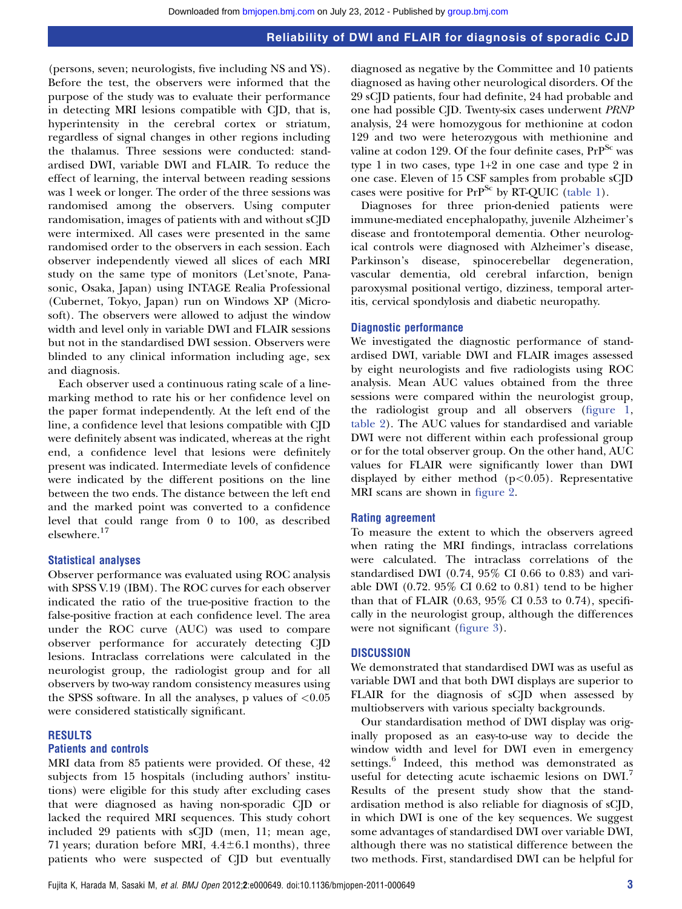(persons, seven; neurologists, five including NS and YS). Before the test, the observers were informed that the purpose of the study was to evaluate their performance in detecting MRI lesions compatible with CJD, that is, hyperintensity in the cerebral cortex or striatum, regardless of signal changes in other regions including the thalamus. Three sessions were conducted: standardised DWI, variable DWI and FLAIR. To reduce the effect of learning, the interval between reading sessions was 1 week or longer. The order of the three sessions was randomised among the observers. Using computer randomisation, images of patients with and without sCJD were intermixed. All cases were presented in the same randomised order to the observers in each session. Each observer independently viewed all slices of each MRI study on the same type of monitors (Let'snote, Panasonic, Osaka, Japan) using INTAGE Realia Professional (Cubernet, Tokyo, Japan) run on Windows XP (Microsoft). The observers were allowed to adjust the window width and level only in variable DWI and FLAIR sessions but not in the standardised DWI session. Observers were blinded to any clinical information including age, sex and diagnosis.

Each observer used a continuous rating scale of a line-marking method to rate his or her confidence level on the paper format independently. At the left end of the line, a confidence level that lesions compatible with CJD were definitely absent was indicated, whereas at the right end, a confidence level that lesions were definitely present was indicated. Intermediate levels of confidence were indicated by the different positions on the line between the two ends. The distance between the left end and the marked point was converted to a confidence level that could range from 0 to 100, as described elsewhere.[17]

### Statistical analyses

Observer performance was evaluated using ROC analysis with SPSS V.19 (IBM). The ROC curves for each observer indicated the ratio of the true-positive fraction to the false-positive fraction at each confidence level. The area under the ROC curve (AUC) was used to compare observer performance for accurately detecting CJD lesions. Intraclass correlations were calculated in the neurologist group, the radiologist group and for all observers by two-way random consistency measures using the SPSS software. In all the analyses, p values of $<0.05$ were considered statistically significant.

## RESULTS

### Patients and controls

MRI data from 85 patients were provided. Of these, 42 subjects from 15 hospitals (including authors' institutions) were eligible for this study after excluding cases that were diagnosed as having non-sporadic CJD or lacked the required MRI sequences. This study cohort included 29 patients with sCJD (men, 11; mean age, 71 years; duration before MRI, $4.4 \pm 6.1$ months), three patients who were suspected of CJD but eventually diagnosed as negative by the Committee and 10 patients diagnosed as having other neurological disorders. Of the 29 sCJD patients, four had definite, 24 had probable and one had possible CJD. Twenty-six cases underwent *PRNP* analysis, 24 were homozygous for methionine at codon 129 and two were heterozygous with methionine and valine at codon 129. Of the four definite cases, $PrP^{Sc}$ was type 1 in two cases, type 1+2 in one case and type 2 in one case. Eleven of 15 CSF samples from probable sCJD cases were positive for $PrP^{Sc}$ by RT-QUIC (table 1).

Diagnoses for three prion-denied patients were immune-mediated encephalopathy, juvenile Alzheimer's disease and frontotemporal dementia. Other neurological controls were diagnosed with Alzheimer's disease, Parkinson's disease, spinocerebellar degeneration, vascular dementia, old cerebral infarction, benign paroxysmal positional vertigo, dizziness, temporal arteritis, cervical spondylosis and diabetic neuropathy.

### Diagnostic performance

We investigated the diagnostic performance of standardised DWI, variable DWI and FLAIR images assessed by eight neurologists and five radiologists using ROC analysis. Mean AUC values obtained from the three sessions were compared within the neurologist group, the radiologist group and all observers (figure 1, table 2). The AUC values for standardised and variable DWI were not different within each professional group or for the total observer group. On the other hand, AUC values for FLAIR were significantly lower than DWI displayed by either method ($p<0.05$). Representative MRI scans are shown in figure 2.

### Rating agreement

To measure the extent to which the observers agreed when rating the MRI findings, intraclass correlations were calculated. The intraclass correlations of the standardised DWI (0.74, 95% CI 0.66 to 0.83) and variable DWI (0.72. 95% CI 0.62 to 0.81) tend to be higher than that of FLAIR (0.63, 95% CI 0.53 to 0.74), specifically in the neurologist group, although the differences were not significant (figure 3).

## DISCUSSION

We demonstrated that standardised DWI was useful as variable DWI and that both DWI displays are superior to FLAIR for the diagnosis of sCJD when assessed by multiobservers with various specialty backgrounds.

Our standardisation method of DWI display was originally proposed as an easy-to-use way to decide the window width and level for DWI even in emergency settings.[6] Indeed, this method was demonstrated as useful for detecting acute ischaemic lesions on DWI.[7] Results of the present study show that the standardisation method is also reliable for diagnosis of sCJD, in which DWI is one of the key sequences. We suggest some advantages of standardised DWI over variable DWI, although there was no statistical difference between the two methods. First, standardised DWI can be helpful for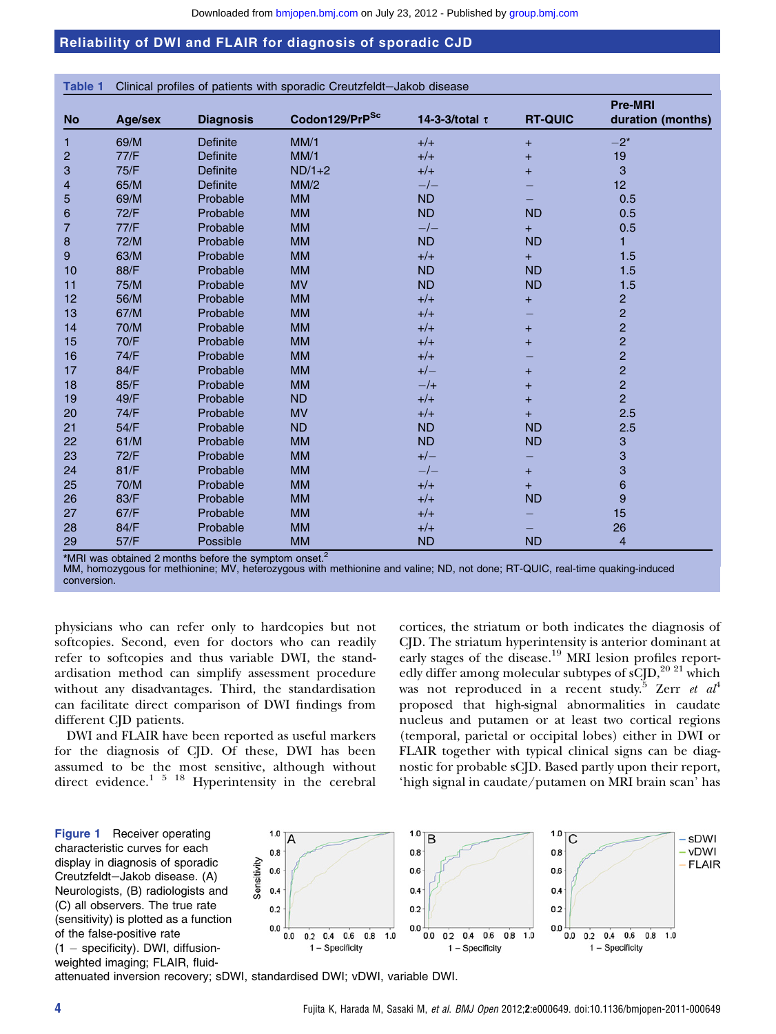**Table 1** Clinical profiles of patients with sporadic Creutzfeldt−Jakob disease

| No | Age/sex | Diagnosis | Codon129/PrP$^{Sc}$ | 14-3-3/total τ | RT-QUIC | Pre-MRI duration (months) |
|---|---|---|---|---|---|---|
| 1 | 69/M | Definite | MM/1 | +/+ | + | −2* |
| 2 | 77/F | Definite | MM/1 | +/+ | + | 19 |
| 3 | 75/F | Definite | ND/1+2 | +/+ | + | 3 |
| 4 | 65/M | Definite | MM/2 | −/− | − | 12 |
| 5 | 69/M | Probable | MM | ND | − | 0.5 |
| 6 | 72/F | Probable | MM | ND | ND | 0.5 |
| 7 | 77/F | Probable | MM | −/− | + | 0.5 |
| 8 | 72/M | Probable | MM | ND | ND | 1 |
| 9 | 63/M | Probable | MM | +/+ | + | 1.5 |
| 10 | 88/F | Probable | MM | ND | ND | 1.5 |
| 11 | 75/M | Probable | MV | ND | ND | 1.5 |
| 12 | 56/M | Probable | MM | +/+ | + | 2 |
| 13 | 67/M | Probable | MM | +/+ | − | 2 |
| 14 | 70/M | Probable | MM | +/+ | + | 2 |
| 15 | 70/F | Probable | MM | +/+ | + | 2 |
| 16 | 74/F | Probable | MM | +/+ | − | 2 |
| 17 | 84/F | Probable | MM | +/− | + | 2 |
| 18 | 85/F | Probable | MM | −/+ | + | 2 |
| 19 | 49/F | Probable | ND | +/+ | + | 2 |
| 20 | 74/F | Probable | MV | +/+ | + | 2.5 |
| 21 | 54/F | Probable | ND | ND | ND | 2.5 |
| 22 | 61/M | Probable | MM | ND | ND | 3 |
| 23 | 72/F | Probable | MM | +/− | − | 3 |
| 24 | 81/F | Probable | MM | −/− | + | 3 |
| 25 | 70/M | Probable | MM | +/+ | + | 6 |
| 26 | 83/F | Probable | MM | +/+ | ND | 9 |
| 27 | 67/F | Probable | MM | +/+ | − | 15 |
| 28 | 84/F | Probable | MM | +/+ | − | 26 |
| 29 | 57/F | Possible | MM | ND | ND | 4 |

*MRI was obtained 2 months before the symptom onset.[2]
MM, homozygous for methionine; MV, heterozygous with methionine and valine; ND, not done; RT-QUIC, real-time quaking-induced conversion.

physicians who can refer only to hardcopies but not softcopies. Second, even for doctors who can readily refer to softcopies and thus variable DWI, the standardisation method can simplify assessment procedure without any disadvantages. Third, the standardisation can facilitate direct comparison of DWI findings from different CJD patients.

DWI and FLAIR have been reported as useful markers for the diagnosis of CJD. Of these, DWI has been assumed to be the most sensitive, although without direct evidence.[1 5 18] Hyperintensity in the cerebral cortices, the striatum or both indicates the diagnosis of CJD. The striatum hyperintensity is anterior dominant at early stages of the disease.[19] MRI lesion profiles reportedly differ among molecular subtypes of sCJD,[20 21] which was not reproduced in a recent study.[5] Zerr *et al*[4] proposed that high-signal abnormalities in caudate nucleus and putamen or at least two cortical regions (temporal, parietal or occipital lobes) either in DWI or FLAIR together with typical clinical signs can be diagnostic for probable sCJD. Based partly upon their report, 'high signal in caudate/putamen on MRI brain scan' has

**Figure 1** Receiver operating characteristic curves for each display in diagnosis of sporadic Creutzfeldt−Jakob disease. (A) Neurologists, (B) radiologists and (C) all observers. The true rate (sensitivity) is plotted as a function of the false-positive rate (1 − specificity). DWI, diffusion-weighted imaging; FLAIR, fluid-attenuated inversion recovery; sDWI, standardised DWI; vDWI, variable DWI.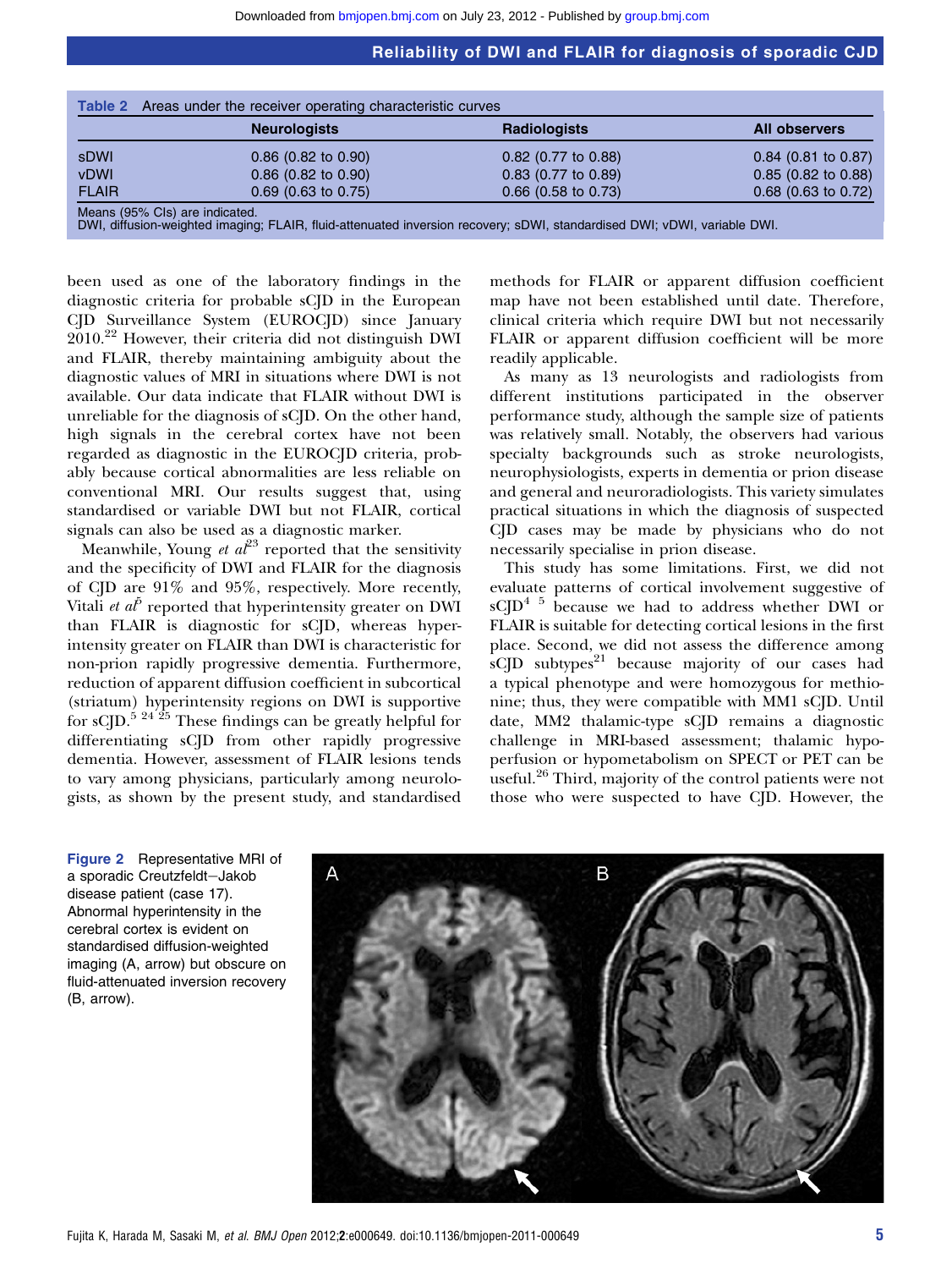**Table 2** Areas under the receiver operating characteristic curves

| | Neurologists | Radiologists | All observers |
|---|---|---|---|
| sDWI | 0.86 (0.82 to 0.90) | 0.82 (0.77 to 0.88) | 0.84 (0.81 to 0.87) |
| vDWI | 0.86 (0.82 to 0.90) | 0.83 (0.77 to 0.89) | 0.85 (0.82 to 0.88) |
| FLAIR | 0.69 (0.63 to 0.75) | 0.66 (0.58 to 0.73) | 0.68 (0.63 to 0.72) |

Means (95% CIs) are indicated.
DWI, diffusion-weighted imaging; FLAIR, fluid-attenuated inversion recovery; sDWI, standardised DWI; vDWI, variable DWI.

been used as one of the laboratory findings in the diagnostic criteria for probable sCJD in the European CJD Surveillance System (EUROCJD) since January 2010.[22] However, their criteria did not distinguish DWI and FLAIR, thereby maintaining ambiguity about the diagnostic values of MRI in situations where DWI is not available. Our data indicate that FLAIR without DWI is unreliable for the diagnosis of sCJD. On the other hand, high signals in the cerebral cortex have not been regarded as diagnostic in the EUROCJD criteria, probably because cortical abnormalities are less reliable on conventional MRI. Our results suggest that, using standardised or variable DWI but not FLAIR, cortical signals can also be used as a diagnostic marker.

Meanwhile, Young *et al*[23] reported that the sensitivity and the specificity of DWI and FLAIR for the diagnosis of CJD are 91% and 95%, respectively. More recently, Vitali *et al*[5] reported that hyperintensity greater on DWI than FLAIR is diagnostic for sCJD, whereas hyperintensity greater on FLAIR than DWI is characteristic for non-prion rapidly progressive dementia. Furthermore, reduction of apparent diffusion coefficient in subcortical (striatum) hyperintensity regions on DWI is supportive for sCJD.[5 24 25] These findings can be greatly helpful for differentiating sCJD from other rapidly progressive dementia. However, assessment of FLAIR lesions tends to vary among physicians, particularly among neurologists, as shown by the present study, and standardised methods for FLAIR or apparent diffusion coefficient map have not been established until date. Therefore, clinical criteria which require DWI but not necessarily FLAIR or apparent diffusion coefficient will be more readily applicable.

As many as 13 neurologists and radiologists from different institutions participated in the observer performance study, although the sample size of patients was relatively small. Notably, the observers had various specialty backgrounds such as stroke neurologists, neurophysiologists, experts in dementia or prion disease and general and neuroradiologists. This variety simulates practical situations in which the diagnosis of suspected CJD cases may be made by physicians who do not necessarily specialise in prion disease.

This study has some limitations. First, we did not evaluate patterns of cortical involvement suggestive of sCJD[4 5] because we had to address whether DWI or FLAIR is suitable for detecting cortical lesions in the first place. Second, we did not assess the difference among sCJD subtypes[21] because majority of our cases had a typical phenotype and were homozygous for methionine; thus, they were compatible with MM1 sCJD. Until date, MM2 thalamic-type sCJD remains a diagnostic challenge in MRI-based assessment; thalamic hypoperfusion or hypometabolism on SPECT or PET can be useful.[26] Third, majority of the control patients were not those who were suspected to have CJD. However, the

**Figure 2** Representative MRI of a sporadic Creutzfeldt–Jakob disease patient (case 17). Abnormal hyperintensity in the cerebral cortex is evident on standardised diffusion-weighted imaging (A, arrow) but obscure on fluid-attenuated inversion recovery (B, arrow).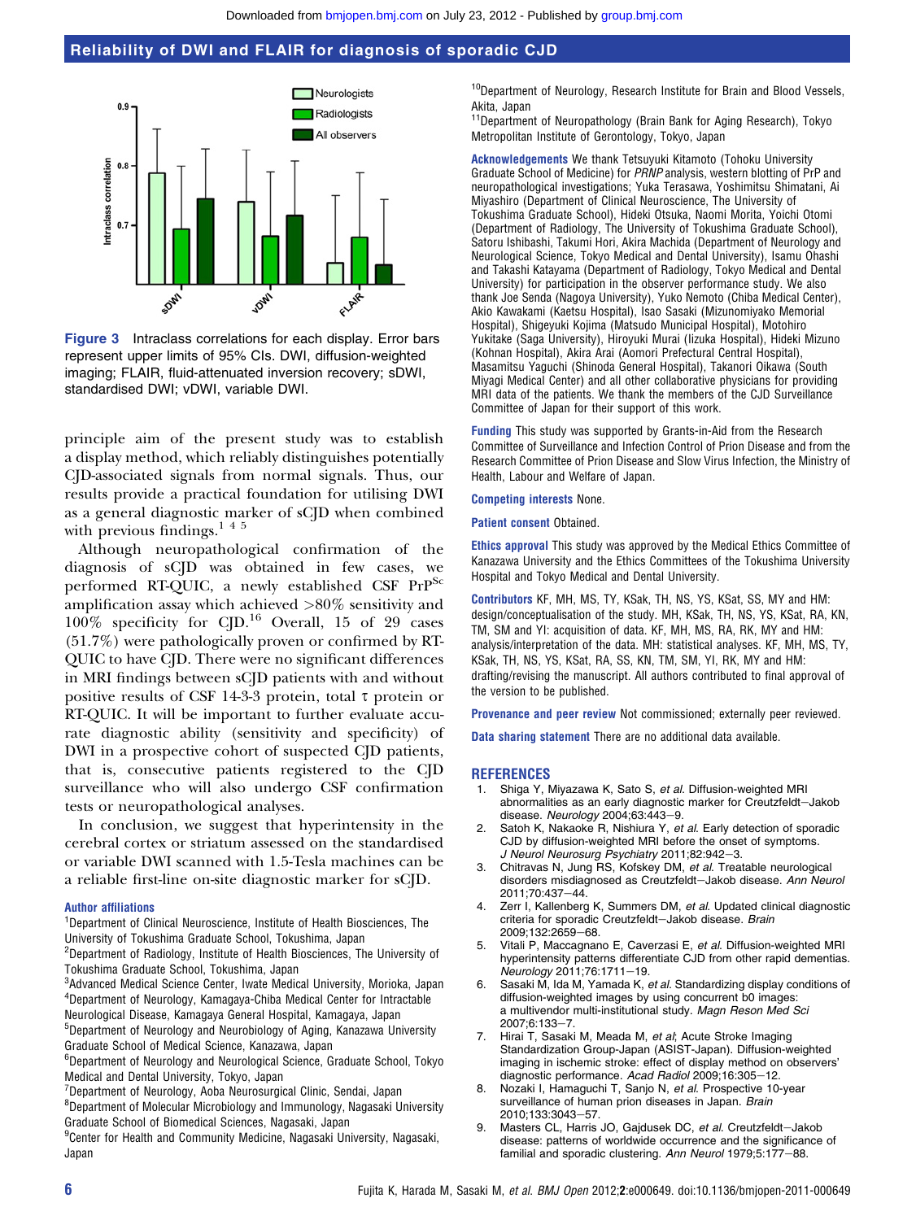Neurologists

Radiologists

All observers

Intraclass correlation

0.9

0.8

0.7

sDWI

vDWI

FLAIR

**Figure 3** Intraclass correlations for each display. Error bars represent upper limits of 95% CIs. DWI, diffusion-weighted imaging; FLAIR, fluid-attenuated inversion recovery; sDWI, standardised DWI; vDWI, variable DWI.

principle aim of the present study was to establish a display method, which reliably distinguishes potentially CJD-associated signals from normal signals. Thus, our results provide a practical foundation for utilising DWI as a general diagnostic marker of sCJD when combined with previous findings.[1 4 5]

Although neuropathological confirmation of the diagnosis of sCJD was obtained in few cases, we performed RT-QUIC, a newly established CSF $PrP^{Sc}$ amplification assay which achieved >80% sensitivity and 100% specificity for CJD.[16] Overall, 15 of 29 cases (51.7%) were pathologically proven or confirmed by RT-QUIC to have CJD. There were no significant differences in MRI findings between sCJD patients with and without positive results of CSF 14-3-3 protein, total τ protein or RT-QUIC. It will be important to further evaluate accurate diagnostic ability (sensitivity and specificity) of DWI in a prospective cohort of suspected CJD patients, that is, consecutive patients registered to the CJD surveillance who will also undergo CSF confirmation tests or neuropathological analyses.

In conclusion, we suggest that hyperintensity in the cerebral cortex or striatum assessed on the standardised or variable DWI scanned with 1.5-Tesla machines can be a reliable first-line on-site diagnostic marker for sCJD.

**Author affiliations**

[1]Department of Clinical Neuroscience, Institute of Health Biosciences, The University of Tokushima Graduate School, Tokushima, Japan
[2]Department of Radiology, Institute of Health Biosciences, The University of Tokushima Graduate School, Tokushima, Japan
[3]Advanced Medical Science Center, Iwate Medical University, Morioka, Japan
[4]Department of Neurology, Kamagaya-Chiba Medical Center for Intractable Neurological Disease, Kamagaya General Hospital, Kamagaya, Japan
[5]Department of Neurology and Neurobiology of Aging, Kanazawa University Graduate School of Medical Science, Kanazawa, Japan
[6]Department of Neurology and Neurological Science, Graduate School, Tokyo Medical and Dental University, Tokyo, Japan
[7]Department of Neurology, Aoba Neurosurgical Clinic, Sendai, Japan
[8]Department of Molecular Microbiology and Immunology, Nagasaki University Graduate School of Biomedical Sciences, Nagasaki, Japan
[9]Center for Health and Community Medicine, Nagasaki University, Nagasaki, Japan
[10]Department of Neurology, Research Institute for Brain and Blood Vessels, Akita, Japan
[11]Department of Neuropathology (Brain Bank for Aging Research), Tokyo Metropolitan Institute of Gerontology, Tokyo, Japan

**Acknowledgements** We thank Tetsuyuki Kitamoto (Tohoku University Graduate School of Medicine) for *PRNP* analysis, western blotting of PrP and neuropathological investigations; Yuka Terasawa, Yoshimitsu Shimatani, Ai Miyashiro (Department of Clinical Neuroscience, The University of Tokushima Graduate School), Hideki Otsuka, Naomi Morita, Yoichi Otomi (Department of Radiology, The University of Tokushima Graduate School), Satoru Ishibashi, Takumi Hori, Akira Machida (Department of Neurology and Neurological Science, Tokyo Medical and Dental University), Isamu Ohashi and Takashi Katayama (Department of Radiology, Tokyo Medical and Dental University) for participation in the observer performance study. We also thank Joe Senda (Nagoya University), Yuko Nemoto (Chiba Medical Center), Akio Kawakami (Kaetsu Hospital), Isao Sasaki (Mizunomiyako Memorial Hospital), Shigeyuki Kojima (Matsudo Municipal Hospital), Motohiro Yukitake (Saga University), Hiroyuki Murai (Iizuka Hospital), Hideki Mizuno (Kohnan Hospital), Akira Arai (Aomori Prefectural Central Hospital), Masamitsu Yaguchi (Shinoda General Hospital), Takanori Oikawa (South Miyagi Medical Center) and all other collaborative physicians for providing MRI data of the patients. We thank the members of the CJD Surveillance Committee of Japan for their support of this work.

**Funding** This study was supported by Grants-in-Aid from the Research Committee of Surveillance and Infection Control of Prion Disease and from the Research Committee of Prion Disease and Slow Virus Infection, the Ministry of Health, Labour and Welfare of Japan.

**Competing interests** None.

**Patient consent** Obtained.

**Ethics approval** This study was approved by the Medical Ethics Committee of Kanazawa University and the Ethics Committees of the Tokushima University Hospital and Tokyo Medical and Dental University.

**Contributors** KF, MH, MS, TY, KSak, TH, NS, YS, KSat, SS, MY and HM: design/conceptualisation of the study. MH, KSak, TH, NS, YS, KSat, RA, KN, TM, SM and YI: acquisition of data. KF, MH, MS, RA, RK, MY and HM: analysis/interpretation of the data. MH: statistical analyses. KF, MH, MS, TY, KSak, TH, NS, YS, KSat, RA, SS, KN, TM, SM, YI, RK, MY and HM: drafting/revising the manuscript. All authors contributed to final approval of the version to be published.

**Provenance and peer review** Not commissioned; externally peer reviewed.

**Data sharing statement** There are no additional data available.

## REFERENCES

1. Shiga Y, Miyazawa K, Sato S, *et al*. Diffusion-weighted MRI abnormalities as an early diagnostic marker for Creutzfeldt−Jakob disease. *Neurology* 2004;63:443−9.
2. Satoh K, Nakaoke R, Nishiura Y, *et al*. Early detection of sporadic CJD by diffusion-weighted MRI before the onset of symptoms. *J Neurol Neurosurg Psychiatry* 2011;82:942−3.
3. Chitravas N, Jung RS, Kofskey DM, *et al*. Treatable neurological disorders misdiagnosed as Creutzfeldt−Jakob disease. *Ann Neurol* 2011;70:437−44.
4. Zerr I, Kallenberg K, Summers DM, *et al*. Updated clinical diagnostic criteria for sporadic Creutzfeldt−Jakob disease. *Brain* 2009;132:2659−68.
5. Vitali P, Maccagnano E, Caverzasi E, *et al*. Diffusion-weighted MRI hyperintensity patterns differentiate CJD from other rapid dementias. *Neurology* 2011;76:1711−19.
6. Sasaki M, Ida M, Yamada K, *et al*. Standardizing display conditions of diffusion-weighted images by using concurrent b0 images: a multivendor multi-institutional study. *Magn Reson Med Sci* 2007;6:133−7.
7. Hirai T, Sasaki M, Meada M, *et al*; Acute Stroke Imaging Standardization Group-Japan (ASIST-Japan). Diffusion-weighted imaging in ischemic stroke: effect of display method on observers' diagnostic performance. *Acad Radiol* 2009;16:305−12.
8. Nozaki I, Hamaguchi T, Sanjo N, *et al*. Prospective 10-year surveillance of human prion diseases in Japan. *Brain* 2010;133:3043−57.
9. Masters CL, Harris JO, Gajdusek DC, *et al*. Creutzfeldt−Jakob disease: patterns of worldwide occurrence and the significance of familial and sporadic clustering. *Ann Neurol* 1979;5:177−88.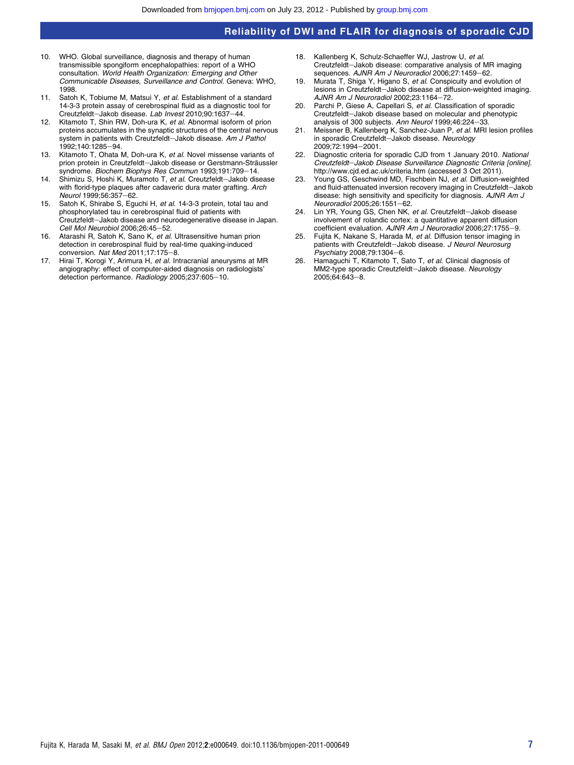10. WHO. Global surveillance, diagnosis and therapy of human transmissible spongiform encephalopathies: report of a WHO consultation. *World Health Organization: Emerging and Other Communicable Diseases, Surveillance and Control*. Geneva: WHO, 1998.
11. Satoh K, Tobiume M, Matsui Y, *et al*. Establishment of a standard 14-3-3 protein assay of cerebrospinal fluid as a diagnostic tool for Creutzfeldt–Jakob disease. *Lab Invest* 2010;90:1637–44.
12. Kitamoto T, Shin RW, Doh-ura K, *et al*. Abnormal isoform of prion proteins accumulates in the synaptic structures of the central nervous system in patients with Creutzfeldt–Jakob disease. *Am J Pathol* 1992;140:1285–94.
13. Kitamoto T, Ohata M, Doh-ura K, *et al*. Novel missense variants of prion protein in Creutzfeldt–Jakob disease or Gerstmann-Sträussler syndrome. *Biochem Biophys Res Commun* 1993;191:709–14.
14. Shimizu S, Hoshi K, Muramoto T, *et al*. Creutzfeldt–Jakob disease with florid-type plaques after cadaveric dura mater grafting. *Arch Neurol* 1999;56:357–62.
15. Satoh K, Shirabe S, Eguchi H, *et al*. 14-3-3 protein, total tau and phosphorylated tau in cerebrospinal fluid of patients with Creutzfeldt–Jakob disease and neurodegenerative disease in Japan. *Cell Mol Neurobiol* 2006;26:45–52.
16. Atarashi R, Satoh K, Sano K, *et al*. Ultrasensitive human prion detection in cerebrospinal fluid by real-time quaking-induced conversion. *Nat Med* 2011;17:175–8.
17. Hirai T, Korogi Y, Arimura H, *et al*. Intracranial aneurysms at MR angiography: effect of computer-aided diagnosis on radiologists' detection performance. *Radiology* 2005;237:605–10.
18. Kallenberg K, Schulz-Schaeffer WJ, Jastrow U, *et al*. Creutzfeldt–Jakob disease: comparative analysis of MR imaging sequences. *AJNR Am J Neuroradiol* 2006;27:1459–62.
19. Murata T, Shiga Y, Higano S, *et al*. Conspicuity and evolution of lesions in Creutzfeldt–Jakob disease at diffusion-weighted imaging. *AJNR Am J Neuroradiol* 2002;23:1164–72.
20. Parchi P, Giese A, Capellari S, *et al*. Classification of sporadic Creutzfeldt–Jakob disease based on molecular and phenotypic analysis of 300 subjects. *Ann Neurol* 1999;46:224–33.
21. Meissner B, Kallenberg K, Sanchez-Juan P, *et al*. MRI lesion profiles in sporadic Creutzfeldt–Jakob disease. *Neurology* 2009;72:1994–2001.
22. Diagnostic criteria for sporadic CJD from 1 January 2010. *National Creutzfeldt–Jakob Disease Surveillance Diagnostic Criteria [online]*. http://www.cjd.ed.ac.uk/criteria.htm (accessed 3 Oct 2011).
23. Young GS, Geschwind MD, Fischbein NJ, *et al*. Diffusion-weighted and fluid-attenuated inversion recovery imaging in Creutzfeldt–Jakob disease: high sensitivity and specificity for diagnosis. *AJNR Am J Neuroradiol* 2005;26:1551–62.
24. Lin YR, Young GS, Chen NK, *et al*. Creutzfeldt–Jakob disease involvement of rolandic cortex: a quantitative apparent diffusion coefficient evaluation. *AJNR Am J Neuroradiol* 2006;27:1755–9.
25. Fujita K, Nakane S, Harada M, *et al*. Diffusion tensor imaging in patients with Creutzfeldt–Jakob disease. *J Neurol Neurosurg Psychiatry* 2008;79:1304–6.
26. Hamaguchi T, Kitamoto T, Sato T, *et al*. Clinical diagnosis of MM2-type sporadic Creutzfeldt–Jakob disease. *Neurology* 2005;64:643–8.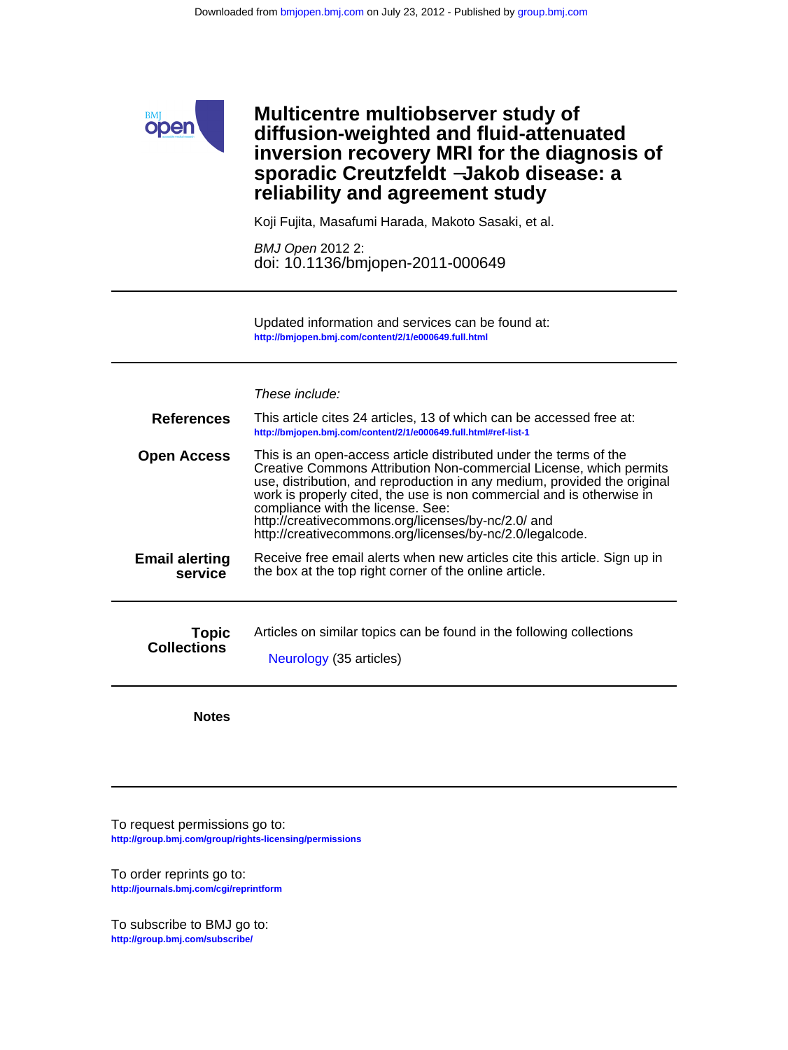# Multicentre multiobserver study of diffusion-weighted and fluid-attenuated inversion recovery MRI for the diagnosis of sporadic Creutzfeldt –Jakob disease: a reliability and agreement study

Koji Fujita, Masafumi Harada, Makoto Sasaki, et al.

*BMJ Open* 2012 2:
doi: 10.1136/bmjopen-2011-000649

---

Updated information and services can be found at:
http://bmjopen.bmj.com/content/2/1/e000649.full.html

---

*These include:*

**References** This article cites 24 articles, 13 of which can be accessed free at:
http://bmjopen.bmj.com/content/2/1/e000649.full.html#ref-list-1

**Open Access** This is an open-access article distributed under the terms of the Creative Commons Attribution Non-commercial License, which permits use, distribution, and reproduction in any medium, provided the original work is properly cited, the use is non commercial and is otherwise in compliance with the license. See:
http://creativecommons.org/licenses/by-nc/2.0/ and
http://creativecommons.org/licenses/by-nc/2.0/legalcode.

**Email alerting service** Receive free email alerts when new articles cite this article. Sign up in the box at the top right corner of the online article.

---

**Topic Collections** Articles on similar topics can be found in the following collections

Neurology (35 articles)

---

**Notes**

---

To request permissions go to:
http://group.bmj.com/group/rights-licensing/permissions

To order reprints go to:
http://journals.bmj.com/cgi/reprintform

To subscribe to BMJ go to:
http://group.bmj.com/subscribe/